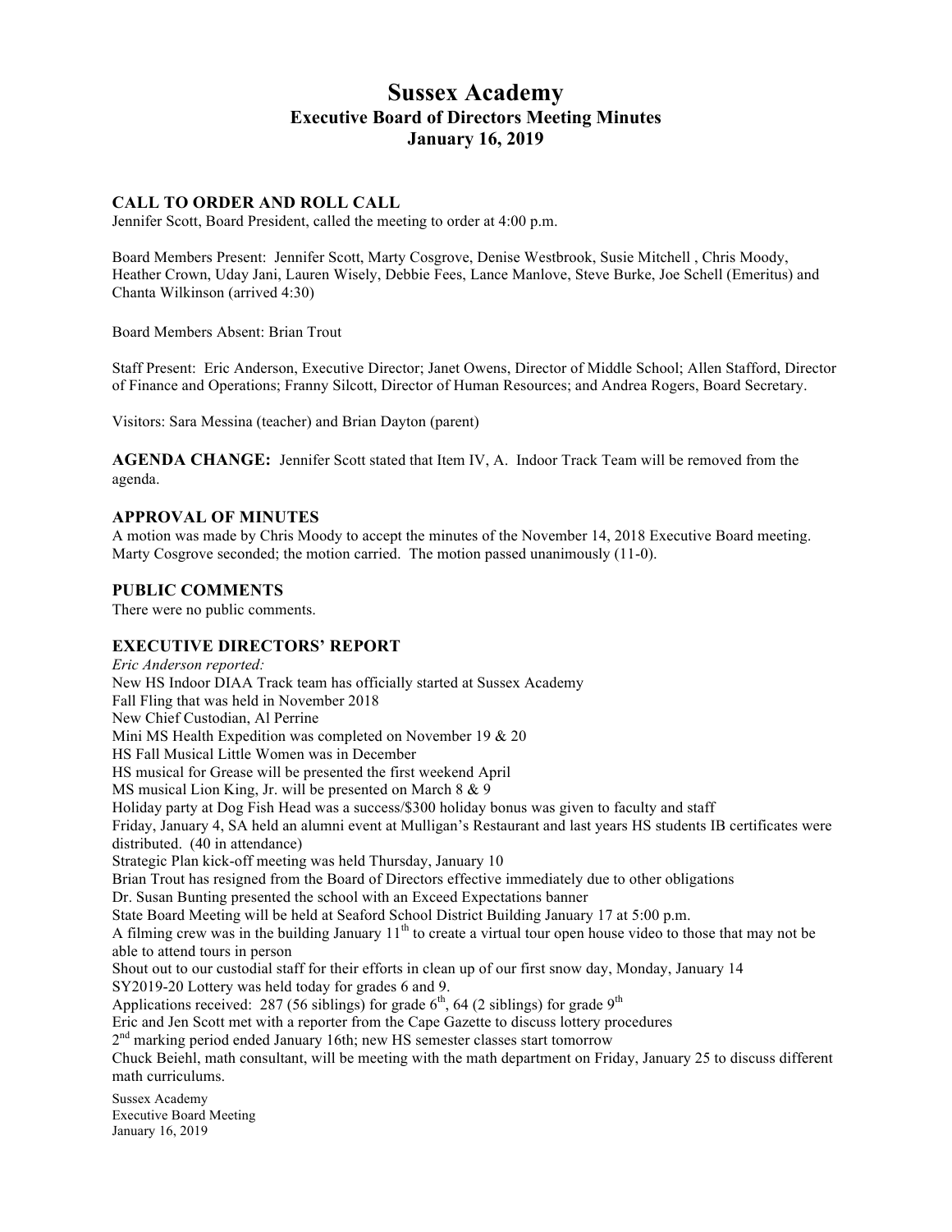# Sussex Academy
## Executive Board of Directors Meeting Minutes
## January 16, 2019

### CALL TO ORDER AND ROLL CALL

Jennifer Scott, Board President, called the meeting to order at 4:00 p.m.

Board Members Present: Jennifer Scott, Marty Cosgrove, Denise Westbrook, Susie Mitchell , Chris Moody, Heather Crown, Uday Jani, Lauren Wisely, Debbie Fees, Lance Manlove, Steve Burke, Joe Schell (Emeritus) and Chanta Wilkinson (arrived 4:30)

Board Members Absent: Brian Trout

Staff Present: Eric Anderson, Executive Director; Janet Owens, Director of Middle School; Allen Stafford, Director of Finance and Operations; Franny Silcott, Director of Human Resources; and Andrea Rogers, Board Secretary.

Visitors: Sara Messina (teacher) and Brian Dayton (parent)

**AGENDA CHANGE:** Jennifer Scott stated that Item IV, A. Indoor Track Team will be removed from the agenda.

### APPROVAL OF MINUTES

A motion was made by Chris Moody to accept the minutes of the November 14, 2018 Executive Board meeting. Marty Cosgrove seconded; the motion carried. The motion passed unanimously (11-0).

### PUBLIC COMMENTS

There were no public comments.

### EXECUTIVE DIRECTORS' REPORT

*Eric Anderson reported:*

New HS Indoor DIAA Track team has officially started at Sussex Academy
Fall Fling that was held in November 2018
New Chief Custodian, Al Perrine
Mini MS Health Expedition was completed on November 19 & 20
HS Fall Musical Little Women was in December
HS musical for Grease will be presented the first weekend April
MS musical Lion King, Jr. will be presented on March 8 & 9
Holiday party at Dog Fish Head was a success/$300 holiday bonus was given to faculty and staff
Friday, January 4, SA held an alumni event at Mulligan's Restaurant and last years HS students IB certificates were distributed. (40 in attendance)
Strategic Plan kick-off meeting was held Thursday, January 10
Brian Trout has resigned from the Board of Directors effective immediately due to other obligations
Dr. Susan Bunting presented the school with an Exceed Expectations banner
State Board Meeting will be held at Seaford School District Building January 17 at 5:00 p.m.
A filming crew was in the building January 11th to create a virtual tour open house video to those that may not be able to attend tours in person
Shout out to our custodial staff for their efforts in clean up of our first snow day, Monday, January 14
SY2019-20 Lottery was held today for grades 6 and 9.
Applications received: 287 (56 siblings) for grade 6th, 64 (2 siblings) for grade 9th
Eric and Jen Scott met with a reporter from the Cape Gazette to discuss lottery procedures
2nd marking period ended January 16th; new HS semester classes start tomorrow
Chuck Beiehl, math consultant, will be meeting with the math department on Friday, January 25 to discuss different math curriculums.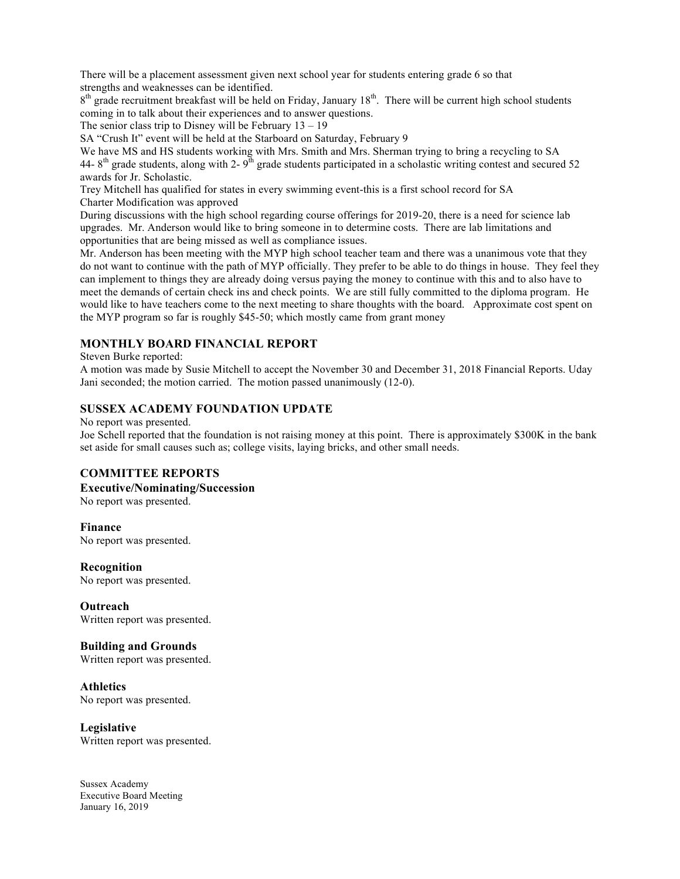There will be a placement assessment given next school year for students entering grade 6 so that strengths and weaknesses can be identified.

8th grade recruitment breakfast will be held on Friday, January 18th. There will be current high school students coming in to talk about their experiences and to answer questions.

The senior class trip to Disney will be February 13 – 19

SA "Crush It" event will be held at the Starboard on Saturday, February 9

We have MS and HS students working with Mrs. Smith and Mrs. Sherman trying to bring a recycling to SA

44- 8th grade students, along with 2- 9th grade students participated in a scholastic writing contest and secured 52 awards for Jr. Scholastic.

Trey Mitchell has qualified for states in every swimming event-this is a first school record for SA

Charter Modification was approved

During discussions with the high school regarding course offerings for 2019-20, there is a need for science lab upgrades. Mr. Anderson would like to bring someone in to determine costs. There are lab limitations and opportunities that are being missed as well as compliance issues.

Mr. Anderson has been meeting with the MYP high school teacher team and there was a unanimous vote that they do not want to continue with the path of MYP officially. They prefer to be able to do things in house. They feel they can implement to things they are already doing versus paying the money to continue with this and to also have to meet the demands of certain check ins and check points. We are still fully committed to the diploma program. He would like to have teachers come to the next meeting to share thoughts with the board. Approximate cost spent on the MYP program so far is roughly $45-50; which mostly came from grant money

## MONTHLY BOARD FINANCIAL REPORT

Steven Burke reported:

A motion was made by Susie Mitchell to accept the November 30 and December 31, 2018 Financial Reports. Uday Jani seconded; the motion carried. The motion passed unanimously (12-0).

## SUSSEX ACADEMY FOUNDATION UPDATE

No report was presented.

Joe Schell reported that the foundation is not raising money at this point. There is approximately $300K in the bank set aside for small causes such as; college visits, laying bricks, and other small needs.

## COMMITTEE REPORTS

### Executive/Nominating/Succession

No report was presented.

### Finance

No report was presented.

### Recognition

No report was presented.

### Outreach

Written report was presented.

### Building and Grounds

Written report was presented.

### Athletics

No report was presented.

### Legislative

Written report was presented.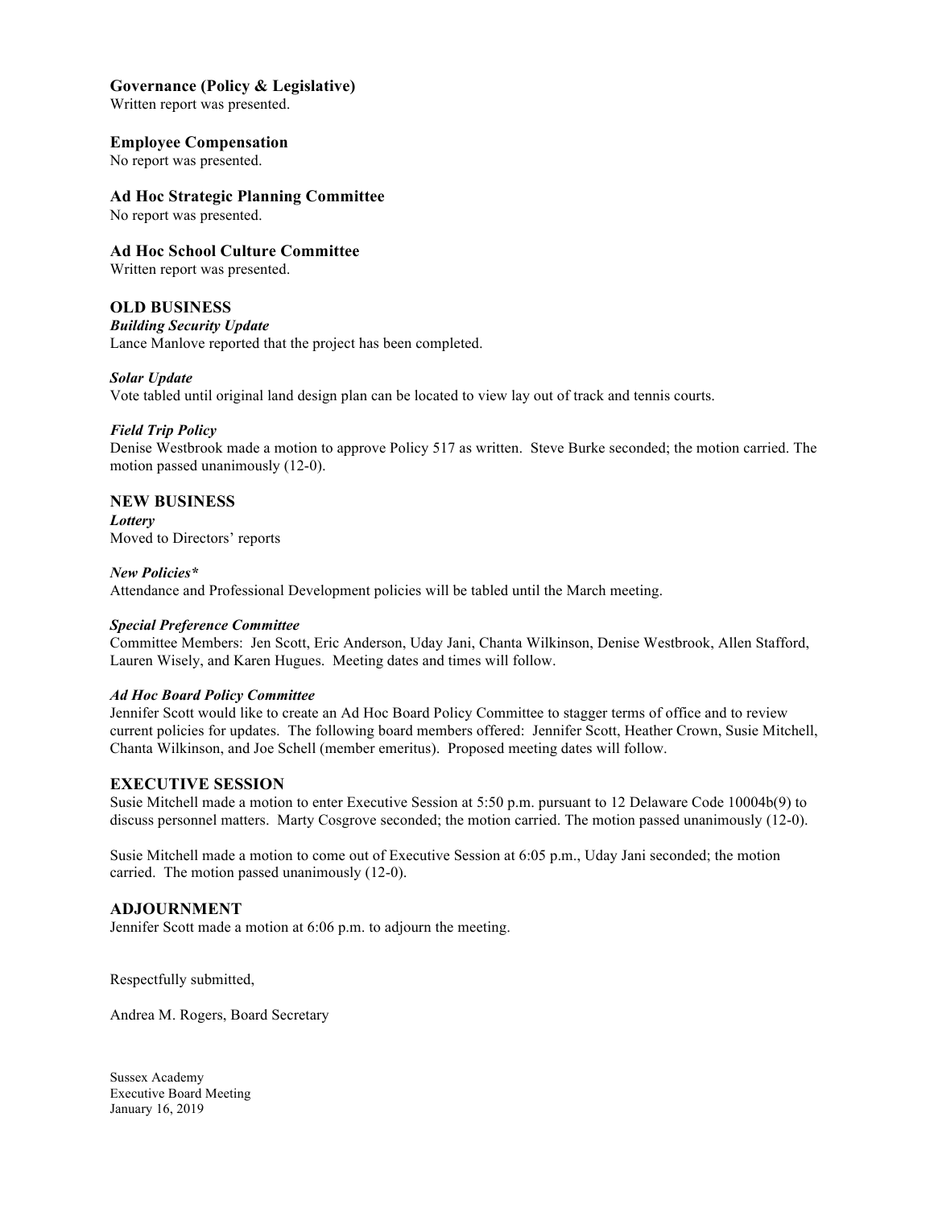### Governance (Policy & Legislative)
Written report was presented.

### Employee Compensation
No report was presented.

### Ad Hoc Strategic Planning Committee
No report was presented.

### Ad Hoc School Culture Committee
Written report was presented.

## OLD BUSINESS

***Building Security Update***
Lance Manlove reported that the project has been completed.

***Solar Update***
Vote tabled until original land design plan can be located to view lay out of track and tennis courts.

***Field Trip Policy***
Denise Westbrook made a motion to approve Policy 517 as written. Steve Burke seconded; the motion carried. The motion passed unanimously (12-0).

## NEW BUSINESS

***Lottery***
Moved to Directors' reports

***New Policies****
Attendance and Professional Development policies will be tabled until the March meeting.

***Special Preference Committee***
Committee Members: Jen Scott, Eric Anderson, Uday Jani, Chanta Wilkinson, Denise Westbrook, Allen Stafford, Lauren Wisely, and Karen Hugues. Meeting dates and times will follow.

***Ad Hoc Board Policy Committee***
Jennifer Scott would like to create an Ad Hoc Board Policy Committee to stagger terms of office and to review current policies for updates. The following board members offered: Jennifer Scott, Heather Crown, Susie Mitchell, Chanta Wilkinson, and Joe Schell (member emeritus). Proposed meeting dates will follow.

## EXECUTIVE SESSION

Susie Mitchell made a motion to enter Executive Session at 5:50 p.m. pursuant to 12 Delaware Code 10004b(9) to discuss personnel matters. Marty Cosgrove seconded; the motion carried. The motion passed unanimously (12-0).

Susie Mitchell made a motion to come out of Executive Session at 6:05 p.m., Uday Jani seconded; the motion carried. The motion passed unanimously (12-0).

## ADJOURNMENT

Jennifer Scott made a motion at 6:06 p.m. to adjourn the meeting.

Respectfully submitted,

Andrea M. Rogers, Board Secretary

Sussex Academy
Executive Board Meeting
January 16, 2019